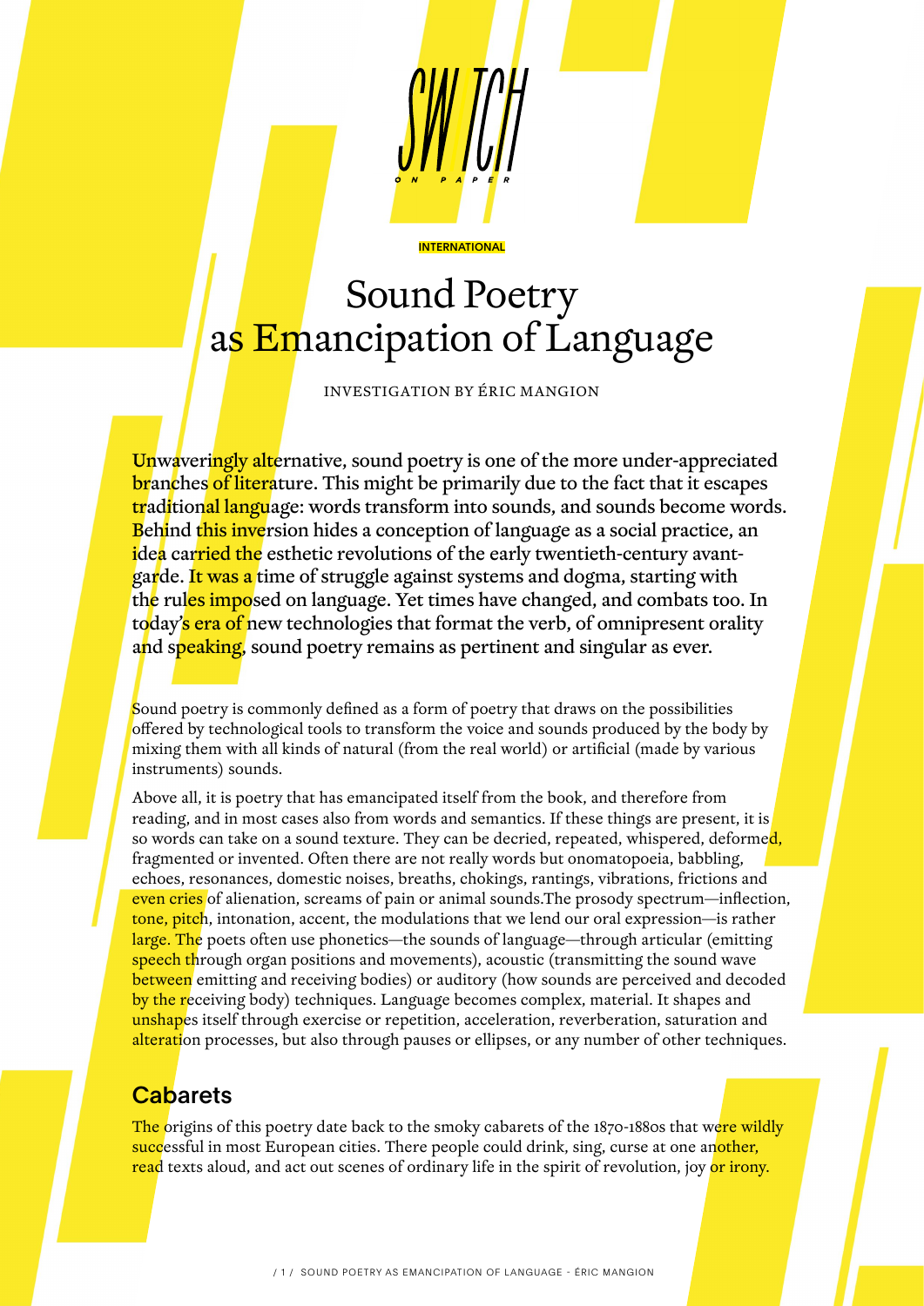INTERNATIONAL

# Sound Poetry as Emancipation of Language

INVESTIGATION BY ÉRIC MANGION

**Unwaveringly alternative, sound poetry is one of the more under-appreciated branches of literature. This might be primarily due to the fact that it escapes traditional language: words transform into sounds, and sounds become words. Behind this inversion hides a conception of language as a social practice, an idea carried the esthetic revolutions of the early twentieth-century avant-garde. It was a time of struggle against systems and dogma, starting with the rules imposed on language. Yet times have changed, and combats too. In today's era of new technologies that format the verb, of omnipresent orality and speaking, sound poetry remains as pertinent and singular as ever.**

Sound poetry is commonly defined as a form of poetry that draws on the possibilities offered by technological tools to transform the voice and sounds produced by the body by mixing them with all kinds of natural (from the real world) or artificial (made by various instruments) sounds.

Above all, it is poetry that has emancipated itself from the book, and therefore from reading, and in most cases also from words and semantics. If these things are present, it is so words can take on a sound texture. They can be decried, repeated, whispered, deformed, fragmented or invented. Often there are not really words but onomatopoeia, babbling, echoes, resonances, domestic noises, breaths, chokings, rantings, vibrations, frictions and even cries of alienation, screams of pain or animal sounds.The prosody spectrum—inflection, tone, pitch, intonation, accent, the modulations that we lend our oral expression—is rather large. The poets often use phonetics—the sounds of language—through articular (emitting speech through organ positions and movements), acoustic (transmitting the sound wave between emitting and receiving bodies) or auditory (how sounds are perceived and decoded by the receiving body) techniques. Language becomes complex, material. It shapes and unshapes itself through exercise or repetition, acceleration, reverberation, saturation and alteration processes, but also through pauses or ellipses, or any number of other techniques.

## Cabarets

The origins of this poetry date back to the smoky cabarets of the 1870-1880s that were wildly successful in most European cities. There people could drink, sing, curse at one another, read texts aloud, and act out scenes of ordinary life in the spirit of revolution, joy or irony.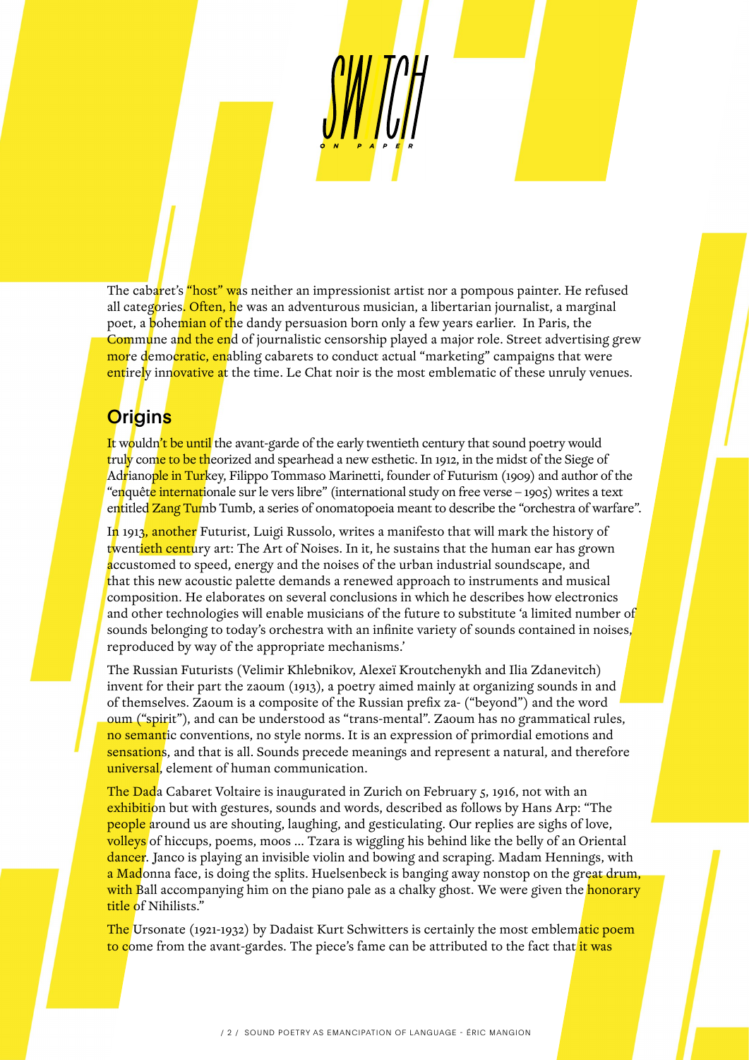The cabaret's "host" was neither an impressionist artist nor a pompous painter. He refused all categories. Often, he was an adventurous musician, a libertarian journalist, a marginal poet, a bohemian of the dandy persuasion born only a few years earlier. In Paris, the Commune and the end of journalistic censorship played a major role. Street advertising grew more democratic, enabling cabarets to conduct actual "marketing" campaigns that were entirely innovative at the time. Le Chat noir is the most emblematic of these unruly venues.

## Origins

It wouldn't be until the avant-garde of the early twentieth century that sound poetry would truly come to be theorized and spearhead a new esthetic. In 1912, in the midst of the Siege of Adrianople in Turkey, Filippo Tommaso Marinetti, founder of Futurism (1909) and author of the "enquête internationale sur le vers libre" (international study on free verse – 1905) writes a text entitled Zang Tumb Tumb, a series of onomatopoeia meant to describe the "orchestra of warfare".

In 1913, another Futurist, Luigi Russolo, writes a manifesto that will mark the history of twentieth century art: The Art of Noises. In it, he sustains that the human ear has grown accustomed to speed, energy and the noises of the urban industrial soundscape, and that this new acoustic palette demands a renewed approach to instruments and musical composition. He elaborates on several conclusions in which he describes how electronics and other technologies will enable musicians of the future to substitute 'a limited number of sounds belonging to today's orchestra with an infinite variety of sounds contained in noises, reproduced by way of the appropriate mechanisms.'

The Russian Futurists (Velimir Khlebnikov, Alexeï Kroutchenykh and Ilia Zdanevitch) invent for their part the zaoum (1913), a poetry aimed mainly at organizing sounds in and of themselves. Zaoum is a composite of the Russian prefix za- ("beyond") and the word oum ("spirit"), and can be understood as "trans-mental". Zaoum has no grammatical rules, no semantic conventions, no style norms. It is an expression of primordial emotions and sensations, and that is all. Sounds precede meanings and represent a natural, and therefore universal, element of human communication.

The Dada Cabaret Voltaire is inaugurated in Zurich on February 5, 1916, not with an exhibition but with gestures, sounds and words, described as follows by Hans Arp: "The people around us are shouting, laughing, and gesticulating. Our replies are sighs of love, volleys of hiccups, poems, moos ... Tzara is wiggling his behind like the belly of an Oriental dancer. Janco is playing an invisible violin and bowing and scraping. Madam Hennings, with a Madonna face, is doing the splits. Huelsenbeck is banging away nonstop on the great drum, with Ball accompanying him on the piano pale as a chalky ghost. We were given the honorary title of Nihilists."

The Ursonate (1921-1932) by Dadaist Kurt Schwitters is certainly the most emblematic poem to come from the avant-gardes. The piece's fame can be attributed to the fact that it was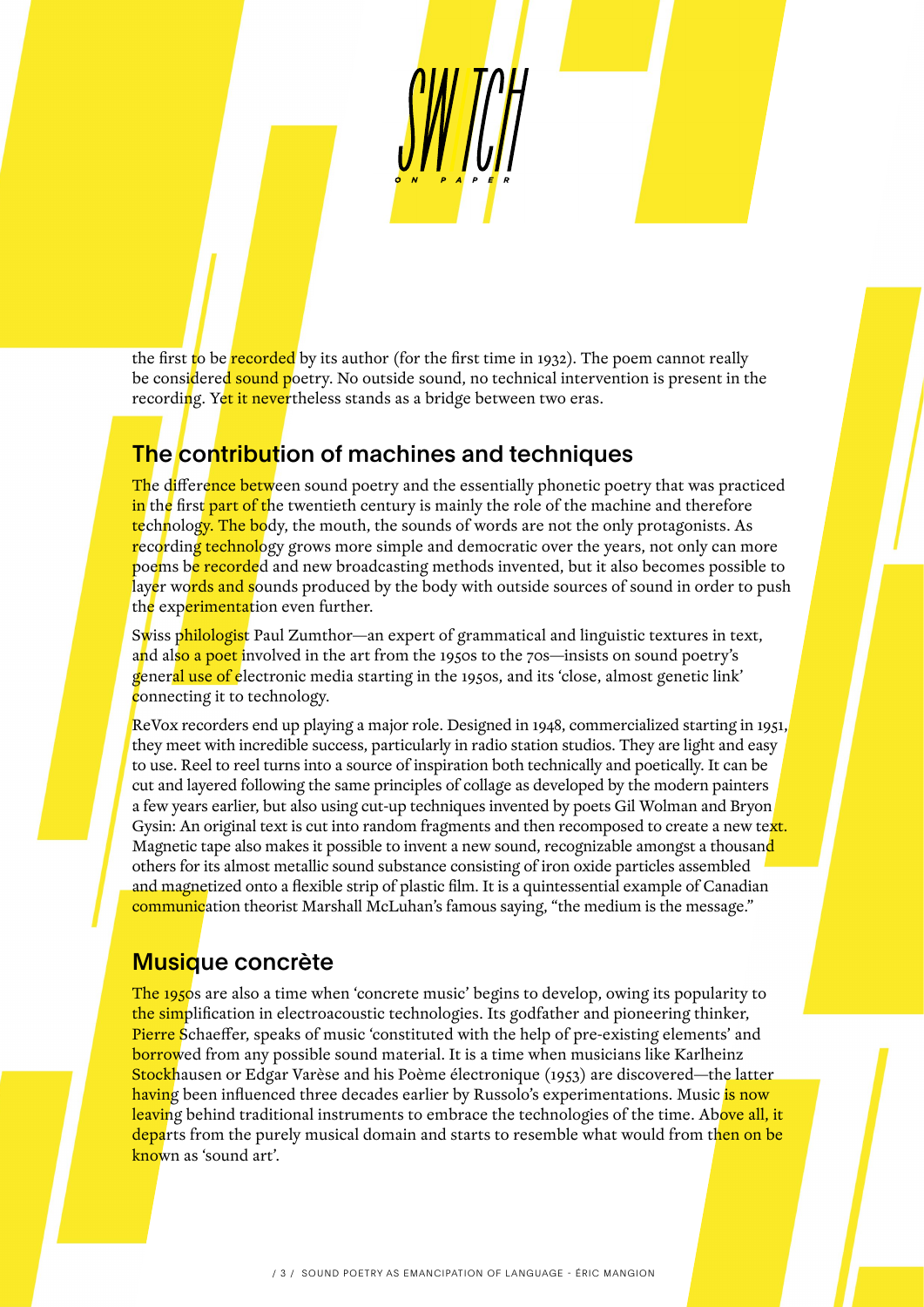the first to be recorded by its author (for the first time in 1932). The poem cannot really be considered sound poetry. No outside sound, no technical intervention is present in the recording. Yet it nevertheless stands as a bridge between two eras.

## The contribution of machines and techniques

The difference between sound poetry and the essentially phonetic poetry that was practiced in the first part of the twentieth century is mainly the role of the machine and therefore technology. The body, the mouth, the sounds of words are not the only protagonists. As recording technology grows more simple and democratic over the years, not only can more poems be recorded and new broadcasting methods invented, but it also becomes possible to layer words and sounds produced by the body with outside sources of sound in order to push the experimentation even further.

Swiss philologist Paul Zumthor—an expert of grammatical and linguistic textures in text, and also a poet involved in the art from the 1950s to the 70s—insists on sound poetry's general use of electronic media starting in the 1950s, and its 'close, almost genetic link' connecting it to technology.

ReVox recorders end up playing a major role. Designed in 1948, commercialized starting in 1951, they meet with incredible success, particularly in radio station studios. They are light and easy to use. Reel to reel turns into a source of inspiration both technically and poetically. It can be cut and layered following the same principles of collage as developed by the modern painters a few years earlier, but also using cut-up techniques invented by poets Gil Wolman and Bryon Gysin: An original text is cut into random fragments and then recomposed to create a new text. Magnetic tape also makes it possible to invent a new sound, recognizable amongst a thousand others for its almost metallic sound substance consisting of iron oxide particles assembled and magnetized onto a flexible strip of plastic film. It is a quintessential example of Canadian communication theorist Marshall McLuhan's famous saying, "the medium is the message."

## Musique concrète

The 1950s are also a time when 'concrete music' begins to develop, owing its popularity to the simplification in electroacoustic technologies. Its godfather and pioneering thinker, Pierre Schaeffer, speaks of music 'constituted with the help of pre-existing elements' and borrowed from any possible sound material. It is a time when musicians like Karlheinz Stockhausen or Edgar Varèse and his Poème électronique (1953) are discovered—the latter having been influenced three decades earlier by Russolo's experimentations. Music is now leaving behind traditional instruments to embrace the technologies of the time. Above all, it departs from the purely musical domain and starts to resemble what would from then on be known as 'sound art'.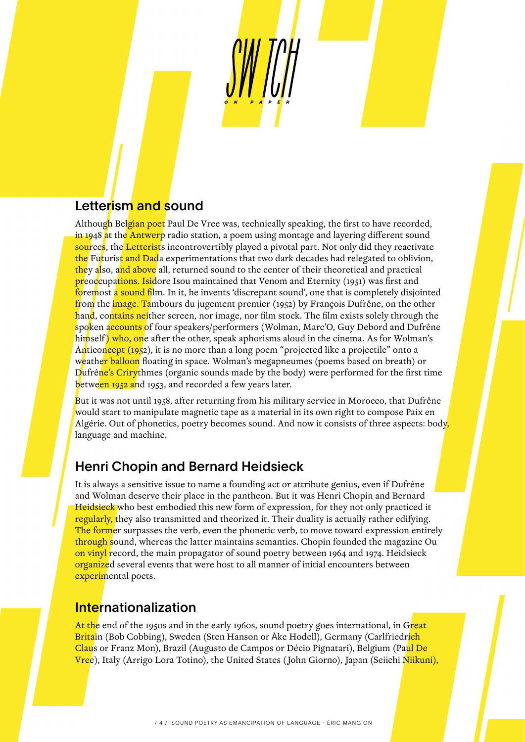## Letterism and sound

Although Belgian poet Paul De Vree was, technically speaking, the first to have recorded, in 1948 at the Antwerp radio station, a poem using montage and layering different sound sources, the Letterists incontrovertibly played a pivotal part. Not only did they reactivate the Futurist and Dada experimentations that two dark decades had relegated to oblivion, they also, and above all, returned sound to the center of their theoretical and practical preoccupations. Isidore Isou maintained that Venom and Eternity (1951) was first and foremost a sound film. In it, he invents 'discrepant sound', one that is completely disjointed from the image. Tambours du jugement premier (1952) by François Dufrêne, on the other hand, contains neither screen, nor image, nor film stock. The film exists solely through the spoken accounts of four speakers/performers (Wolman, Marc'O, Guy Debord and Dufrêne himself) who, one after the other, speak aphorisms aloud in the cinema. As for Wolman's Anticoncept (1952), it is no more than a long poem "projected like a projectile" onto a weather balloon floating in space. Wolman's megapneumes (poems based on breath) or Dufrêne's Crirythmes (organic sounds made by the body) were performed for the first time between 1952 and 1953, and recorded a few years later.

But it was not until 1958, after returning from his military service in Morocco, that Dufrêne would start to manipulate magnetic tape as a material in its own right to compose Paix en Algérie. Out of phonetics, poetry becomes sound. And now it consists of three aspects: body, language and machine.

## Henri Chopin and Bernard Heidsieck

It is always a sensitive issue to name a founding act or attribute genius, even if Dufrêne and Wolman deserve their place in the pantheon. But it was Henri Chopin and Bernard Heidsieck who best embodied this new form of expression, for they not only practiced it regularly, they also transmitted and theorized it. Their duality is actually rather edifying. The former surpasses the verb, even the phonetic verb, to move toward expression entirely through sound, whereas the latter maintains semantics. Chopin founded the magazine Ou on vinyl record, the main propagator of sound poetry between 1964 and 1974. Heidsieck organized several events that were host to all manner of initial encounters between experimental poets.

## Internationalization

At the end of the 1950s and in the early 1960s, sound poetry goes international, in Great Britain (Bob Cobbing), Sweden (Sten Hanson or Åke Hodell), Germany (Carlfriedrich Claus or Franz Mon), Brazil (Augusto de Campos or Décio Pignatari), Belgium (Paul De Vree), Italy (Arrigo Lora Totino), the United States (John Giorno), Japan (Seiichi Niikuni),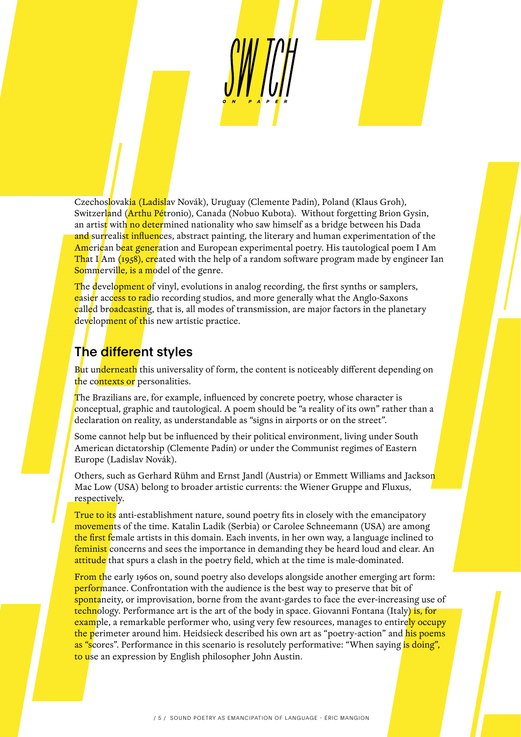Czechoslovakia (Ladislav Novák), Uruguay (Clemente Padín), Poland (Klaus Groh), Switzerland (Arthu Pétronio), Canada (Nobuo Kubota). Without forgetting Brion Gysin, an artist with no determined nationality who saw himself as a bridge between his Dada and surrealist influences, abstract painting, the literary and human experimentation of the American beat generation and European experimental poetry. His tautological poem I Am That I Am (1958), created with the help of a random software program made by engineer Ian Sommerville, is a model of the genre.

The development of vinyl, evolutions in analog recording, the first synths or samplers, easier access to radio recording studios, and more generally what the Anglo-Saxons called broadcasting, that is, all modes of transmission, are major factors in the planetary development of this new artistic practice.

## The different styles

But underneath this universality of form, the content is noticeably different depending on the contexts or personalities.

The Brazilians are, for example, influenced by concrete poetry, whose character is conceptual, graphic and tautological. A poem should be "a reality of its own" rather than a declaration on reality, as understandable as "signs in airports or on the street".

Some cannot help but be influenced by their political environment, living under South American dictatorship (Clemente Padín) or under the Communist regimes of Eastern Europe (Ladislav Novák).

Others, such as Gerhard Rühm and Ernst Jandl (Austria) or Emmett Williams and Jackson Mac Low (USA) belong to broader artistic currents: the Wiener Gruppe and Fluxus, respectively.

True to its anti-establishment nature, sound poetry fits in closely with the emancipatory movements of the time. Katalin Ladik (Serbia) or Carolee Schneemann (USA) are among the first female artists in this domain. Each invents, in her own way, a language inclined to feminist concerns and sees the importance in demanding they be heard loud and clear. An attitude that spurs a clash in the poetry field, which at the time is male-dominated.

From the early 1960s on, sound poetry also develops alongside another emerging art form: performance. Confrontation with the audience is the best way to preserve that bit of spontaneity, or improvisation, borne from the avant-gardes to face the ever-increasing use of technology. Performance art is the art of the body in space. Giovanni Fontana (Italy) is, for example, a remarkable performer who, using very few resources, manages to entirely occupy the perimeter around him. Heidsieck described his own art as "poetry-action" and his poems as "scores". Performance in this scenario is resolutely performative: "When saying is doing", to use an expression by English philosopher John Austin.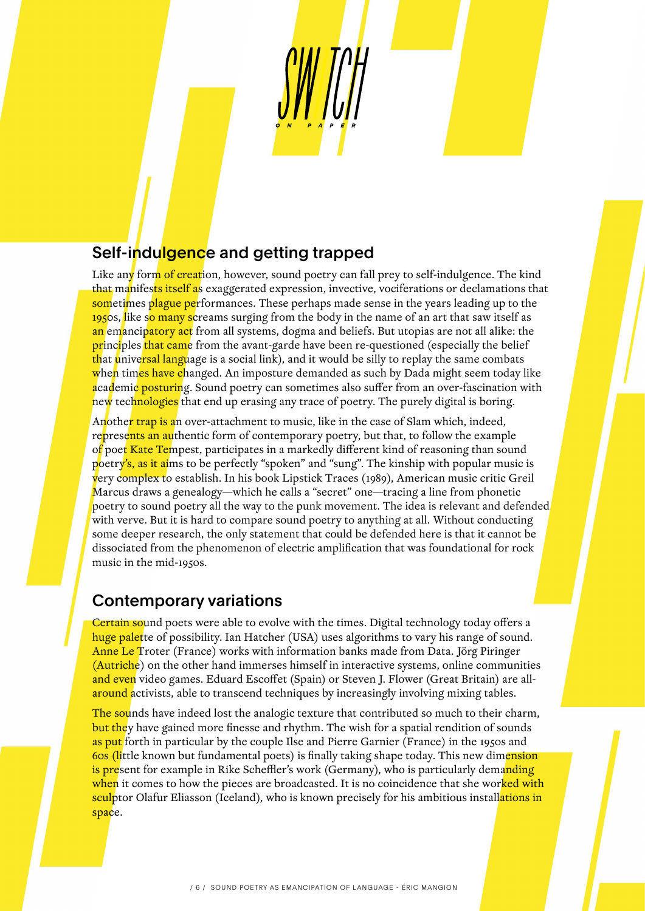## Self-indulgence and getting trapped

Like any form of creation, however, sound poetry can fall prey to self-indulgence. The kind that manifests itself as exaggerated expression, invective, vociferations or declamations that sometimes plague performances. These perhaps made sense in the years leading up to the 1950s, like so many screams surging from the body in the name of an art that saw itself as an emancipatory act from all systems, dogma and beliefs. But utopias are not all alike: the principles that came from the avant-garde have been re-questioned (especially the belief that universal language is a social link), and it would be silly to replay the same combats when times have changed. An imposture demanded as such by Dada might seem today like academic posturing. Sound poetry can sometimes also suffer from an over-fascination with new technologies that end up erasing any trace of poetry. The purely digital is boring.

Another trap is an over-attachment to music, like in the case of Slam which, indeed, represents an authentic form of contemporary poetry, but that, to follow the example of poet Kate Tempest, participates in a markedly different kind of reasoning than sound poetry's, as it aims to be perfectly "spoken" and "sung". The kinship with popular music is very complex to establish. In his book Lipstick Traces (1989), American music critic Greil Marcus draws a genealogy—which he calls a "secret" one—tracing a line from phonetic poetry to sound poetry all the way to the punk movement. The idea is relevant and defended with verve. But it is hard to compare sound poetry to anything at all. Without conducting some deeper research, the only statement that could be defended here is that it cannot be dissociated from the phenomenon of electric amplification that was foundational for rock music in the mid-1950s.

## Contemporary variations

Certain sound poets were able to evolve with the times. Digital technology today offers a huge palette of possibility. Ian Hatcher (USA) uses algorithms to vary his range of sound. Anne Le Troter (France) works with information banks made from Data. Jörg Piringer (Autriche) on the other hand immerses himself in interactive systems, online communities and even video games. Eduard Escoffet (Spain) or Steven J. Flower (Great Britain) are all-around activists, able to transcend techniques by increasingly involving mixing tables.

The sounds have indeed lost the analogic texture that contributed so much to their charm, but they have gained more finesse and rhythm. The wish for a spatial rendition of sounds as put forth in particular by the couple Ilse and Pierre Garnier (France) in the 1950s and 60s (little known but fundamental poets) is finally taking shape today. This new dimension is present for example in Rike Scheffler's work (Germany), who is particularly demanding when it comes to how the pieces are broadcasted. It is no coincidence that she worked with sculptor Olafur Eliasson (Iceland), who is known precisely for his ambitious installations in space.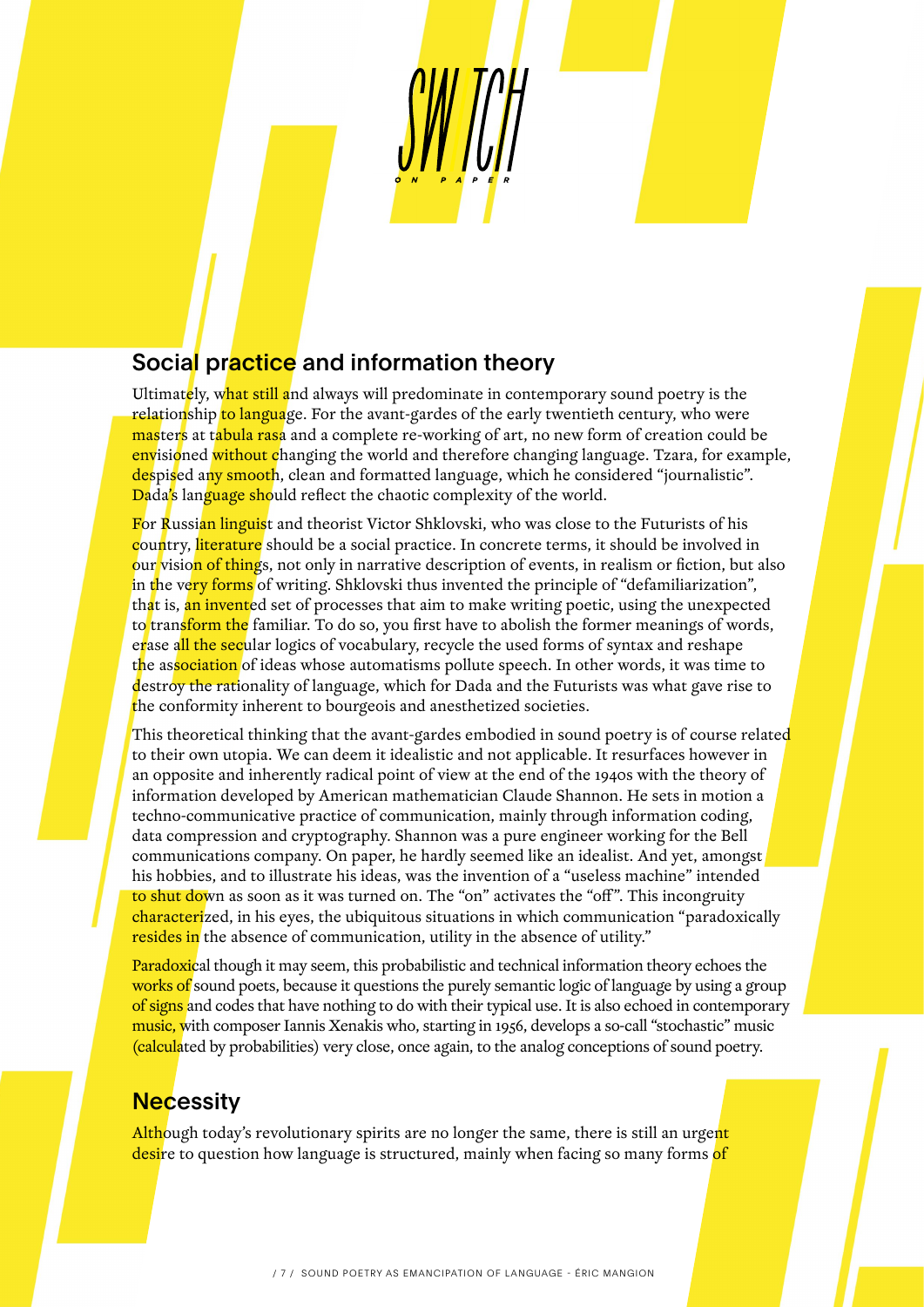## Social practice and information theory

Ultimately, what still and always will predominate in contemporary sound poetry is the relationship to language. For the avant-gardes of the early twentieth century, who were masters at tabula rasa and a complete re-working of art, no new form of creation could be envisioned without changing the world and therefore changing language. Tzara, for example, despised any smooth, clean and formatted language, which he considered "journalistic". Dada's language should reflect the chaotic complexity of the world.

For Russian linguist and theorist Victor Shklovski, who was close to the Futurists of his country, literature should be a social practice. In concrete terms, it should be involved in our vision of things, not only in narrative description of events, in realism or fiction, but also in the very forms of writing. Shklovski thus invented the principle of "defamiliarization", that is, an invented set of processes that aim to make writing poetic, using the unexpected to transform the familiar. To do so, you first have to abolish the former meanings of words, erase all the secular logics of vocabulary, recycle the used forms of syntax and reshape the association of ideas whose automatisms pollute speech. In other words, it was time to destroy the rationality of language, which for Dada and the Futurists was what gave rise to the conformity inherent to bourgeois and anesthetized societies.

This theoretical thinking that the avant-gardes embodied in sound poetry is of course related to their own utopia. We can deem it idealistic and not applicable. It resurfaces however in an opposite and inherently radical point of view at the end of the 1940s with the theory of information developed by American mathematician Claude Shannon. He sets in motion a techno-communicative practice of communication, mainly through information coding, data compression and cryptography. Shannon was a pure engineer working for the Bell communications company. On paper, he hardly seemed like an idealist. And yet, amongst his hobbies, and to illustrate his ideas, was the invention of a "useless machine" intended to shut down as soon as it was turned on. The "on" activates the "off". This incongruity characterized, in his eyes, the ubiquitous situations in which communication "paradoxically resides in the absence of communication, utility in the absence of utility."

Paradoxical though it may seem, this probabilistic and technical information theory echoes the works of sound poets, because it questions the purely semantic logic of language by using a group of signs and codes that have nothing to do with their typical use. It is also echoed in contemporary music, with composer Iannis Xenakis who, starting in 1956, develops a so-call "stochastic" music (calculated by probabilities) very close, once again, to the analog conceptions of sound poetry.

## Necessity

Although today's revolutionary spirits are no longer the same, there is still an urgent desire to question how language is structured, mainly when facing so many forms of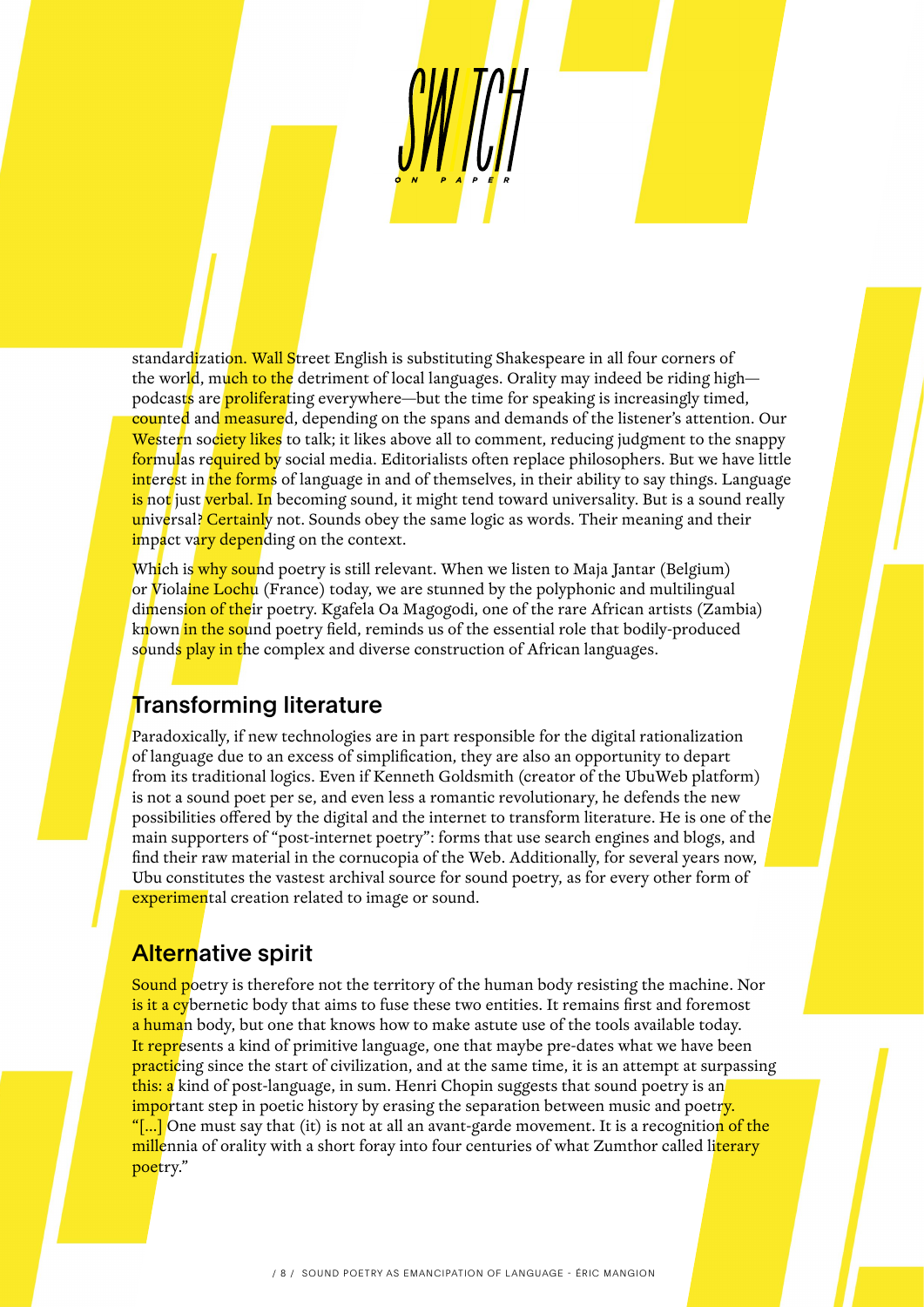standardization. Wall Street English is substituting Shakespeare in all four corners of the world, much to the detriment of local languages. Orality may indeed be riding high—podcasts are proliferating everywhere—but the time for speaking is increasingly timed, counted and measured, depending on the spans and demands of the listener's attention. Our Western society likes to talk; it likes above all to comment, reducing judgment to the snappy formulas required by social media. Editorialists often replace philosophers. But we have little interest in the forms of language in and of themselves, in their ability to say things. Language is not just verbal. In becoming sound, it might tend toward universality. But is a sound really universal? Certainly not. Sounds obey the same logic as words. Their meaning and their impact vary depending on the context.

Which is why sound poetry is still relevant. When we listen to Maja Jantar (Belgium) or Violaine Lochu (France) today, we are stunned by the polyphonic and multilingual dimension of their poetry. Kgafela Oa Magogodi, one of the rare African artists (Zambia) known in the sound poetry field, reminds us of the essential role that bodily-produced sounds play in the complex and diverse construction of African languages.

## Transforming literature

Paradoxically, if new technologies are in part responsible for the digital rationalization of language due to an excess of simplification, they are also an opportunity to depart from its traditional logics. Even if Kenneth Goldsmith (creator of the UbuWeb platform) is not a sound poet per se, and even less a romantic revolutionary, he defends the new possibilities offered by the digital and the internet to transform literature. He is one of the main supporters of "post-internet poetry": forms that use search engines and blogs, and find their raw material in the cornucopia of the Web. Additionally, for several years now, Ubu constitutes the vastest archival source for sound poetry, as for every other form of experimental creation related to image or sound.

## Alternative spirit

Sound poetry is therefore not the territory of the human body resisting the machine. Nor is it a cybernetic body that aims to fuse these two entities. It remains first and foremost a human body, but one that knows how to make astute use of the tools available today. It represents a kind of primitive language, one that maybe pre-dates what we have been practicing since the start of civilization, and at the same time, it is an attempt at surpassing this: a kind of post-language, in sum. Henri Chopin suggests that sound poetry is an important step in poetic history by erasing the separation between music and poetry. "[...] One must say that (it) is not at all an avant-garde movement. It is a recognition of the millennia of orality with a short foray into four centuries of what Zumthor called literary poetry."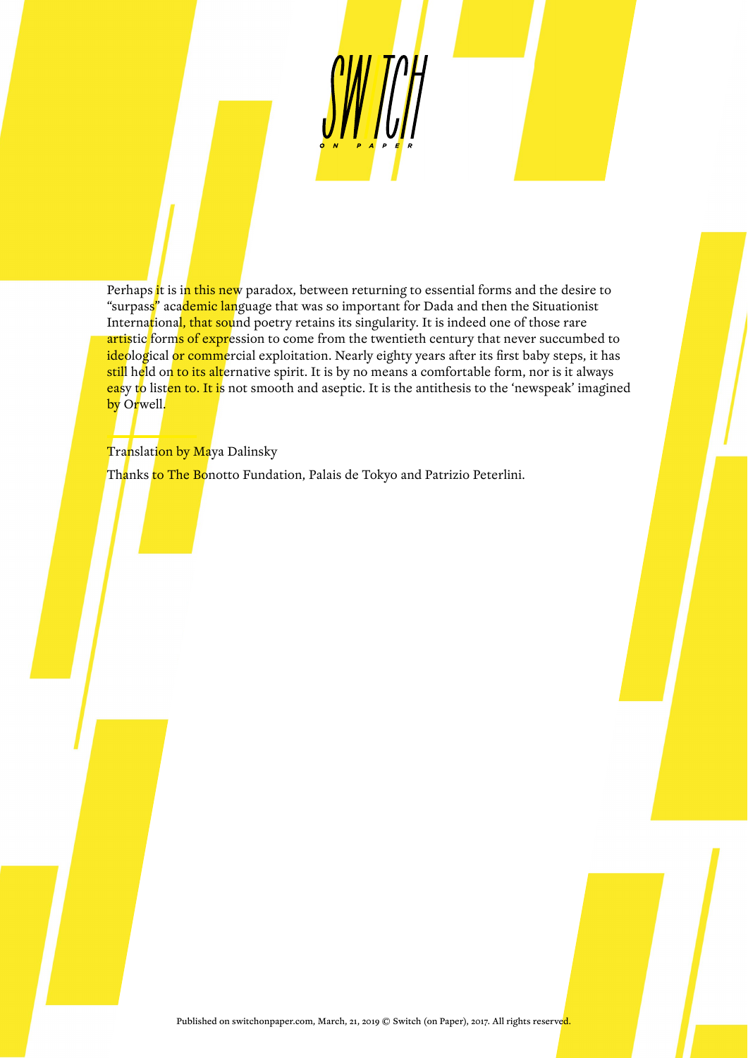Perhaps it is in this new paradox, between returning to essential forms and the desire to "surpass" academic language that was so important for Dada and then the Situationist International, that sound poetry retains its singularity. It is indeed one of those rare artistic forms of expression to come from the twentieth century that never succumbed to ideological or commercial exploitation. Nearly eighty years after its first baby steps, it has still held on to its alternative spirit. It is by no means a comfortable form, nor is it always easy to listen to. It is not smooth and aseptic. It is the antithesis to the 'newspeak' imagined by Orwell.

Translation by Maya Dalinsky

Thanks to The Bonotto Fundation, Palais de Tokyo and Patrizio Peterlini.